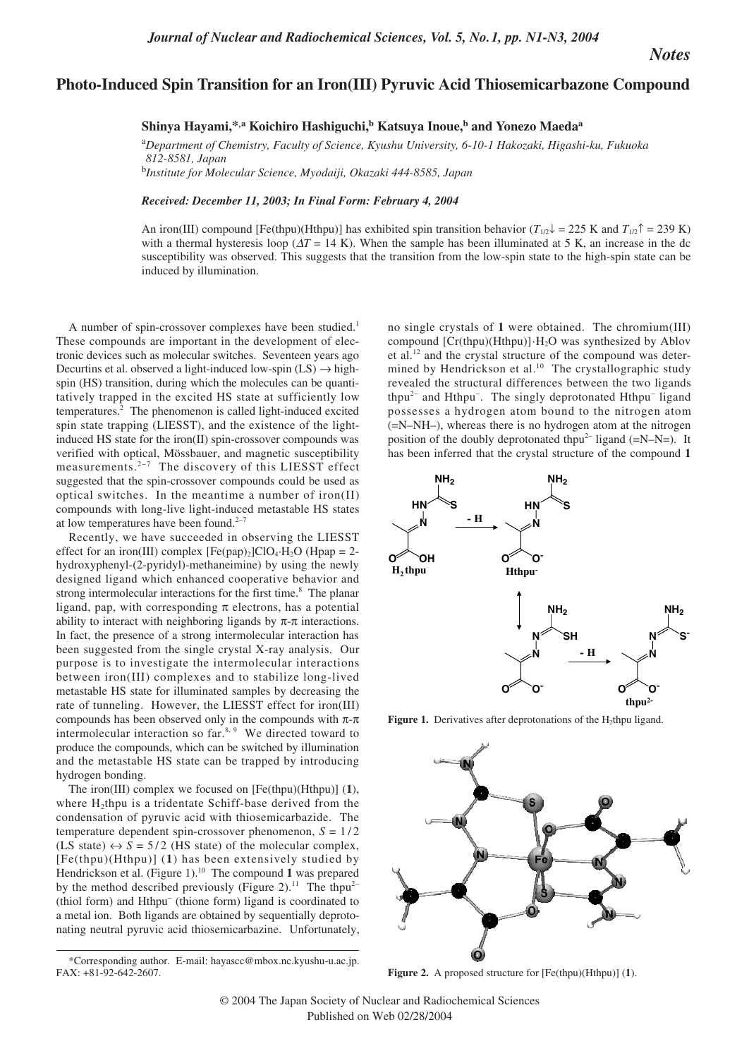*Notes*

# Photo-Induced Spin Transition for an Iron(III) Pyruvic Acid Thiosemicarbazone Compound

**Shinya Hayami,\*[,a] Koichiro Hashiguchi,[b] Katsuya Inoue,[b] and Yonezo Maeda[a]**

[a]*Department of Chemistry, Faculty of Science, Kyushu University, 6-10-1 Hakozaki, Higashi-ku, Fukuoka 812-8581, Japan*

[b]*Institute for Molecular Science, Myodaiji, Okazaki 444-8585, Japan*

***Received: December 11, 2003; In Final Form: February 4, 2004***

An iron(III) compound [Fe(thpu)(Hthpu)] has exhibited spin transition behavior ($T_{1/2}\downarrow$ = 225 K and $T_{1/2}\uparrow$ = 239 K) with a thermal hysteresis loop ($\Delta T$ = 14 K). When the sample has been illuminated at 5 K, an increase in the dc susceptibility was observed. This suggests that the transition from the low-spin state to the high-spin state can be induced by illumination.

A number of spin-crossover complexes have been studied.[1] These compounds are important in the development of electronic devices such as molecular switches. Seventeen years ago Decurtins et al. observed a light-induced low-spin (LS) → high-spin (HS) transition, during which the molecules can be quantitatively trapped in the excited HS state at sufficiently low temperatures.[2] The phenomenon is called light-induced excited spin state trapping (LIESST), and the existence of the light-induced HS state for the iron(II) spin-crossover compounds was verified with optical, Mössbauer, and magnetic susceptibility measurements.[2–7] The discovery of this LIESST effect suggested that the spin-crossover compounds could be used as optical switches. In the meantime a number of iron(II) compounds with long-live light-induced metastable HS states at low temperatures have been found.[2–7]

Recently, we have succeeded in observing the LIESST effect for an iron(III) complex $[Fe(pap)_2]ClO_4{\cdot}H_2O$ (Hpap = 2-hydroxyphenyl-(2-pyridyl)-methaneimine) by using the newly designed ligand which enhanced cooperative behavior and strong intermolecular interactions for the first time.[8] The planar ligand, pap, with corresponding π electrons, has a potential ability to interact with neighboring ligands by π-π interactions. In fact, the presence of a strong intermolecular interaction has been suggested from the single crystal X-ray analysis. Our purpose is to investigate the intermolecular interactions between iron(III) complexes and to stabilize long-lived metastable HS state for illuminated samples by decreasing the rate of tunneling. However, the LIESST effect for iron(III) compounds has been observed only in the compounds with π-π intermolecular interaction so far.[8,9] We directed toward to produce the compounds, which can be switched by illumination and the metastable HS state can be trapped by introducing hydrogen bonding.

The iron(III) complex we focused on [Fe(thpu)(Hthpu)] (**1**), where $H_2$thpu is a tridentate Schiff-base derived from the condensation of pyruvic acid with thiosemicarbazide. The temperature dependent spin-crossover phenomenon, $S = 1/2$ (LS state) ↔ $S = 5/2$ (HS state) of the molecular complex, [Fe(thpu)(Hthpu)] (**1**) has been extensively studied by Hendrickson et al. (Figure 1).[10] The compound **1** was prepared by the method described previously (Figure 2).[11] The $thpu^{2-}$ (thiol form) and $Hthpu^{-}$ (thione form) ligand is coordinated to a metal ion. Both ligands are obtained by sequentially deprotonating neutral pyruvic acid thiosemicarbazine. Unfortunately, no single crystals of **1** were obtained. The chromium(III) compound $[Cr(thpu)(Hthpu)]{\cdot}H_2O$ was synthesized by Ablov et al.[12] and the crystal structure of the compound was determined by Hendrickson et al.[10] The crystallographic study revealed the structural differences between the two ligands $thpu^{2-}$ and $Hthpu^{-}$. The singly deprotonated $Hthpu^{-}$ ligand possesses a hydrogen atom bound to the nitrogen atom (=N–NH–), whereas there is no hydrogen atom at the nitrogen position of the doubly deprotonated $thpu^{2-}$ ligand (=N–N=). It has been inferred that the crystal structure of the compound **1**

**Figure 1.** Derivatives after deprotonations of the $H_2$thpu ligand.

**Figure 2.** A proposed structure for [Fe(thpu)(Hthpu)] (**1**).

\*Corresponding author. E-mail: hayascc@mbox.nc.kyushu-u.ac.jp. FAX: +81-92-642-2607.

© 2004 The Japan Society of Nuclear and Radiochemical Sciences
Published on Web 02/28/2004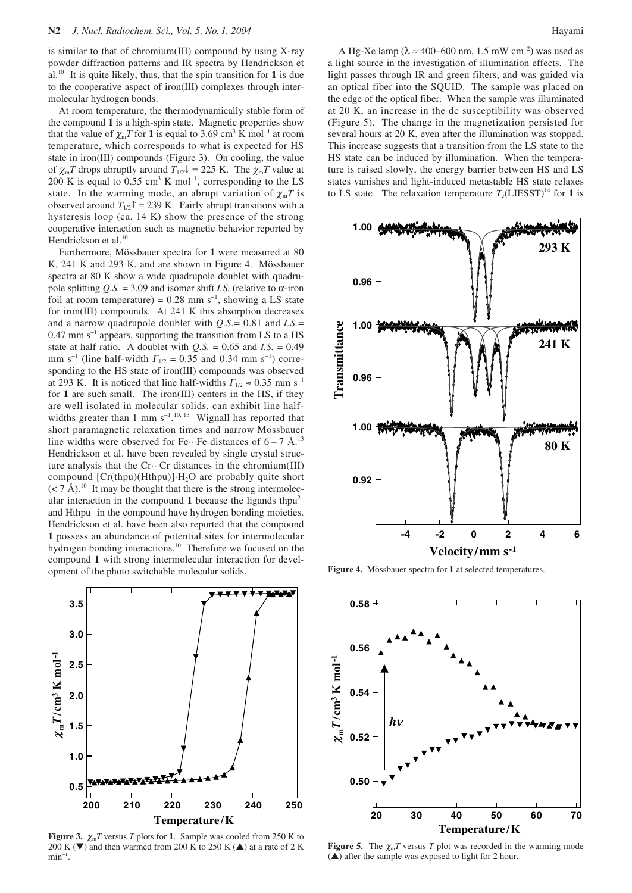is similar to that of chromium(III) compound by using X-ray powder diffraction patterns and IR spectra by Hendrickson et al.[10] It is quite likely, thus, that the spin transition for **1** is due to the cooperative aspect of iron(III) complexes through intermolecular hydrogen bonds.

At room temperature, the thermodynamically stable form of the compound **1** is a high-spin state. Magnetic properties show that the value of $\chi_m T$ for **1** is equal to 3.69 cm$^3$ K mol$^{-1}$ at room temperature, which corresponds to what is expected for HS state in iron(III) compounds (Figure 3). On cooling, the value of $\chi_m T$ drops abruptly around $T_{1/2}\downarrow$ = 225 K. The $\chi_m T$ value at 200 K is equal to 0.55 cm$^3$ K mol$^{-1}$, corresponding to the LS state. In the warming mode, an abrupt variation of $\chi_m T$ is observed around $T_{1/2}\uparrow$ = 239 K. Fairly abrupt transitions with a hysteresis loop (ca. 14 K) show the presence of the strong cooperative interaction such as magnetic behavior reported by Hendrickson et al.[10]

Furthermore, Mössbauer spectra for **1** were measured at 80 K, 241 K and 293 K, and are shown in Figure 4. Mössbauer spectra at 80 K show a wide quadrupole doublet with quadrupole splitting *Q.S.* = 3.09 and isomer shift *I.S.* (relative to α-iron foil at room temperature) = 0.28 mm s$^{-1}$, showing a LS state for iron(III) compounds. At 241 K this absorption decreases and a narrow quadrupole doublet with *Q.S.* = 0.81 and *I.S.* = 0.47 mm s$^{-1}$ appears, supporting the transition from LS to a HS state at half ratio. A doublet with *Q.S.* = 0.65 and *I.S.* = 0.49 mm s$^{-1}$ (line half-width $\Gamma_{1/2}$ = 0.35 and 0.34 mm s$^{-1}$) corresponding to the HS state of iron(III) compounds was observed at 293 K. It is noticed that line half-widths $\Gamma_{1/2} \approx 0.35$ mm s$^{-1}$ for **1** are such small. The iron(III) centers in the HS, if they are well isolated in molecular solids, can exhibit line half-widths greater than 1 mm s$^{-1}$.[10, 13] Wignall has reported that short paramagnetic relaxation times and narrow Mössbauer line widths were observed for Fe···Fe distances of 6 – 7 Å.[13] Hendrickson et al. have been revealed by single crystal structure analysis that the Cr···Cr distances in the chromium(III) compound [Cr(thpu)(Hthpu)]·$H_2O$ are probably quite short (< 7 Å).[10] It may be thought that there is the strong intermolecular interaction in the compound **1** because the ligands thpu$^{2-}$ and Hthpu$^{-}$ in the compound have hydrogen bonding moieties. Hendrickson et al. have been also reported that the compound **1** possess an abundance of potential sites for intermolecular hydrogen bonding interactions.[10] Therefore we focused on the compound **1** with strong intermolecular interaction for development of the photo switchable molecular solids.

**Figure 3.** $\chi_m T$ versus $T$ plots for **1**. Sample was cooled from 250 K to 200 K (▼) and then warmed from 200 K to 250 K (▲) at a rate of 2 K min$^{-1}$.

A Hg-Xe lamp (λ ≈ 400–600 nm, 1.5 mW cm$^{-2}$) was used as a light source in the investigation of illumination effects. The light passes through IR and green filters, and was guided via an optical fiber into the SQUID. The sample was placed on the edge of the optical fiber. When the sample was illuminated at 20 K, an increase in the dc susceptibility was observed (Figure 5). The change in the magnetization persisted for several hours at 20 K, even after the illumination was stopped. This increase suggests that a transition from the LS state to the HS state can be induced by illumination. When the temperature is raised slowly, the energy barrier between HS and LS states vanishes and light-induced metastable HS state relaxes to LS state. The relaxation temperature $T_c$(LIESST)[14] for **1** is

**Figure 4.** Mössbauer spectra for **1** at selected temperatures.

**Figure 5.** The $\chi_m T$ versus $T$ plot was recorded in the warming mode (▲) after the sample was exposed to light for 2 hour.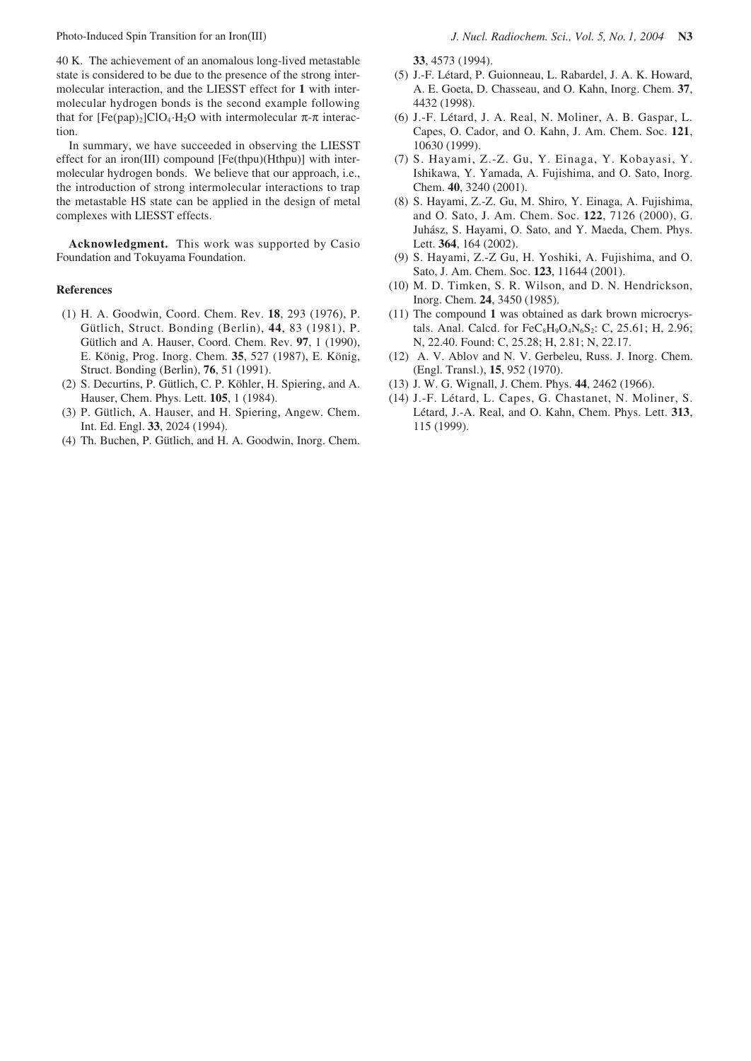40 K. The achievement of an anomalous long-lived metastable state is considered to be due to the presence of the strong intermolecular interaction, and the LIESST effect for **1** with intermolecular hydrogen bonds is the second example following that for $[Fe(pap)_2]ClO_4 \cdot H_2O$ with intermolecular $\pi$-$\pi$ interaction.

In summary, we have succeeded in observing the LIESST effect for an iron(III) compound [Fe(thpu)(Hthpu)] with intermolecular hydrogen bonds. We believe that our approach, i.e., the introduction of strong intermolecular interactions to trap the metastable HS state can be applied in the design of metal complexes with LIESST effects.

**Acknowledgment.** This work was supported by Casio Foundation and Tokuyama Foundation.

## References

(1) H. A. Goodwin, Coord. Chem. Rev. **18**, 293 (1976), P. Gütlich, Struct. Bonding (Berlin), **44**, 83 (1981), P. Gütlich and A. Hauser, Coord. Chem. Rev. **97**, 1 (1990), E. König, Prog. Inorg. Chem. **35**, 527 (1987), E. König, Struct. Bonding (Berlin), **76**, 51 (1991).

(2) S. Decurtins, P. Gütlich, C. P. Köhler, H. Spiering, and A. Hauser, Chem. Phys. Lett. **105**, 1 (1984).

(3) P. Gütlich, A. Hauser, and H. Spiering, Angew. Chem. Int. Ed. Engl. **33**, 2024 (1994).

(4) Th. Buchen, P. Gütlich, and H. A. Goodwin, Inorg. Chem. **33**, 4573 (1994).

(5) J.-F. Létard, P. Guionneau, L. Rabardel, J. A. K. Howard, A. E. Goeta, D. Chasseau, and O. Kahn, Inorg. Chem. **37**, 4432 (1998).

(6) J.-F. Létard, J. A. Real, N. Moliner, A. B. Gaspar, L. Capes, O. Cador, and O. Kahn, J. Am. Chem. Soc. **121**, 10630 (1999).

(7) S. Hayami, Z.-Z. Gu, Y. Einaga, Y. Kobayasi, Y. Ishikawa, Y. Yamada, A. Fujishima, and O. Sato, Inorg. Chem. **40**, 3240 (2001).

(8) S. Hayami, Z.-Z. Gu, M. Shiro, Y. Einaga, A. Fujishima, and O. Sato, J. Am. Chem. Soc. **122**, 7126 (2000), G. Juhász, S. Hayami, O. Sato, and Y. Maeda, Chem. Phys. Lett. **364**, 164 (2002).

(9) S. Hayami, Z.-Z Gu, H. Yoshiki, A. Fujishima, and O. Sato, J. Am. Chem. Soc. **123**, 11644 (2001).

(10) M. D. Timken, S. R. Wilson, and D. N. Hendrickson, Inorg. Chem. **24**, 3450 (1985).

(11) The compound **1** was obtained as dark brown microcrystals. Anal. Calcd. for $FeC_8H_9O_4N_6S_2$: C, 25.61; H, 2.96; N, 22.40. Found: C, 25.28; H, 2.81; N, 22.17.

(12) A. V. Ablov and N. V. Gerbeleu, Russ. J. Inorg. Chem. (Engl. Transl.), **15**, 952 (1970).

(13) J. W. G. Wignall, J. Chem. Phys. **44**, 2462 (1966).

(14) J.-F. Létard, L. Capes, G. Chastanet, N. Moliner, S. Létard, J.-A. Real, and O. Kahn, Chem. Phys. Lett. **313**, 115 (1999).